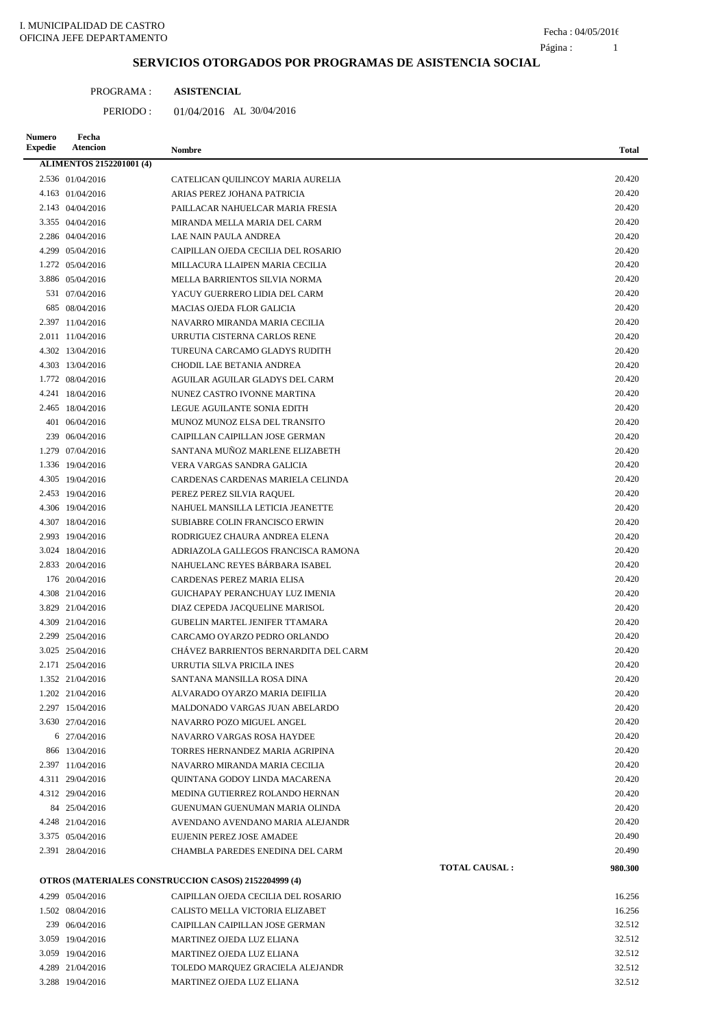I. MUNICIPALIDAD DE CASTRO
OFICINA JEFE DEPARTAMENTO

Fecha : 04/05/2016

## SERVICIOS OTORGADOS POR PROGRAMAS DE ASISTENCIA SOCIAL

PROGRAMA : **ASISTENCIAL**

PERIODO : 01/04/2016 AL 30/04/2016

| Numero Expedie | Fecha Atencion | Nombre | | Total |
|---|---|---|---|---|
| **ALIMENTOS 2152201001 (4)** | | | | |
| 2.536 | 01/04/2016 | CATELICAN QUILINCOY MARIA AURELIA | | 20.420 |
| 4.163 | 01/04/2016 | ARIAS PEREZ JOHANA PATRICIA | | 20.420 |
| 2.143 | 04/04/2016 | PAILLACAR NAHUELCAR MARIA FRESIA | | 20.420 |
| 3.355 | 04/04/2016 | MIRANDA MELLA MARIA DEL CARM | | 20.420 |
| 2.286 | 04/04/2016 | LAE NAIN PAULA ANDREA | | 20.420 |
| 4.299 | 05/04/2016 | CAIPILLAN OJEDA CECILIA DEL ROSARIO | | 20.420 |
| 1.272 | 05/04/2016 | MILLACURA LLAIPEN MARIA CECILIA | | 20.420 |
| 3.886 | 05/04/2016 | MELLA BARRIENTOS SILVIA NORMA | | 20.420 |
| 531 | 07/04/2016 | YACUY GUERRERO LIDIA DEL CARM | | 20.420 |
| 685 | 08/04/2016 | MACIAS OJEDA FLOR GALICIA | | 20.420 |
| 2.397 | 11/04/2016 | NAVARRO MIRANDA MARIA CECILIA | | 20.420 |
| 2.011 | 11/04/2016 | URRUTIA CISTERNA CARLOS RENE | | 20.420 |
| 4.302 | 13/04/2016 | TUREUNA CARCAMO GLADYS RUDITH | | 20.420 |
| 4.303 | 13/04/2016 | CHODIL LAE BETANIA ANDREA | | 20.420 |
| 1.772 | 08/04/2016 | AGUILAR AGUILAR GLADYS DEL CARM | | 20.420 |
| 4.241 | 18/04/2016 | NUNEZ CASTRO IVONNE MARTINA | | 20.420 |
| 2.465 | 18/04/2016 | LEGUE AGUILANTE SONIA EDITH | | 20.420 |
| 401 | 06/04/2016 | MUNOZ MUNOZ ELSA DEL TRANSITO | | 20.420 |
| 239 | 06/04/2016 | CAIPILLAN CAIPILLAN JOSE GERMAN | | 20.420 |
| 1.279 | 07/04/2016 | SANTANA MUÑOZ MARLENE ELIZABETH | | 20.420 |
| 1.336 | 19/04/2016 | VERA VARGAS SANDRA GALICIA | | 20.420 |
| 4.305 | 19/04/2016 | CARDENAS CARDENAS MARIELA CELINDA | | 20.420 |
| 2.453 | 19/04/2016 | PEREZ PEREZ SILVIA RAQUEL | | 20.420 |
| 4.306 | 19/04/2016 | NAHUEL MANSILLA LETICIA JEANETTE | | 20.420 |
| 4.307 | 18/04/2016 | SUBIABRE COLIN FRANCISCO ERWIN | | 20.420 |
| 2.993 | 19/04/2016 | RODRIGUEZ CHAURA ANDREA ELENA | | 20.420 |
| 3.024 | 18/04/2016 | ADRIAZOLA GALLEGOS FRANCISCA RAMONA | | 20.420 |
| 2.833 | 20/04/2016 | NAHUELANC REYES BÁRBARA ISABEL | | 20.420 |
| 176 | 20/04/2016 | CARDENAS PEREZ MARIA ELISA | | 20.420 |
| 4.308 | 21/04/2016 | GUICHAPAY PERANCHUAY LUZ IMENIA | | 20.420 |
| 3.829 | 21/04/2016 | DIAZ CEPEDA JACQUELINE MARISOL | | 20.420 |
| 4.309 | 21/04/2016 | GUBELIN MARTEL JENIFER TTAMARA | | 20.420 |
| 2.299 | 25/04/2016 | CARCAMO OYARZO PEDRO ORLANDO | | 20.420 |
| 3.025 | 25/04/2016 | CHÁVEZ BARRIENTOS BERNARDITA DEL CARM | | 20.420 |
| 2.171 | 25/04/2016 | URRUTIA SILVA PRICILA INES | | 20.420 |
| 1.352 | 21/04/2016 | SANTANA MANSILLA ROSA DINA | | 20.420 |
| 1.202 | 21/04/2016 | ALVARADO OYARZO MARIA DEIFILIA | | 20.420 |
| 2.297 | 15/04/2016 | MALDONADO VARGAS JUAN ABELARDO | | 20.420 |
| 3.630 | 27/04/2016 | NAVARRO POZO MIGUEL ANGEL | | 20.420 |
| 6 | 27/04/2016 | NAVARRO VARGAS ROSA HAYDEE | | 20.420 |
| 866 | 13/04/2016 | TORRES HERNANDEZ MARIA AGRIPINA | | 20.420 |
| 2.397 | 11/04/2016 | NAVARRO MIRANDA MARIA CECILIA | | 20.420 |
| 4.311 | 29/04/2016 | QUINTANA GODOY LINDA MACARENA | | 20.420 |
| 4.312 | 29/04/2016 | MEDINA GUTIERREZ ROLANDO HERNAN | | 20.420 |
| 84 | 25/04/2016 | GUENUMAN GUENUMAN MARIA OLINDA | | 20.420 |
| 4.248 | 21/04/2016 | AVENDANO AVENDANO MARIA ALEJANDR | | 20.420 |
| 3.375 | 05/04/2016 | EUJENIN PEREZ JOSE AMADEE | | 20.490 |
| 2.391 | 28/04/2016 | CHAMBLA PAREDES ENEDINA DEL CARM | | 20.490 |
| | | | **TOTAL CAUSAL :** | **980.300** |
| **OTROS (MATERIALES CONSTRUCCION CASOS) 2152204999 (4)** | | | | |
| 4.299 | 05/04/2016 | CAIPILLAN OJEDA CECILIA DEL ROSARIO | | 16.256 |
| 1.502 | 08/04/2016 | CALISTO MELLA VICTORIA ELIZABET | | 16.256 |
| 239 | 06/04/2016 | CAIPILLAN CAIPILLAN JOSE GERMAN | | 32.512 |
| 3.059 | 19/04/2016 | MARTINEZ OJEDA LUZ ELIANA | | 32.512 |
| 3.059 | 19/04/2016 | MARTINEZ OJEDA LUZ ELIANA | | 32.512 |
| 4.289 | 21/04/2016 | TOLEDO MARQUEZ GRACIELA ALEJANDR | | 32.512 |
| 3.288 | 19/04/2016 | MARTINEZ OJEDA LUZ ELIANA | | 32.512 |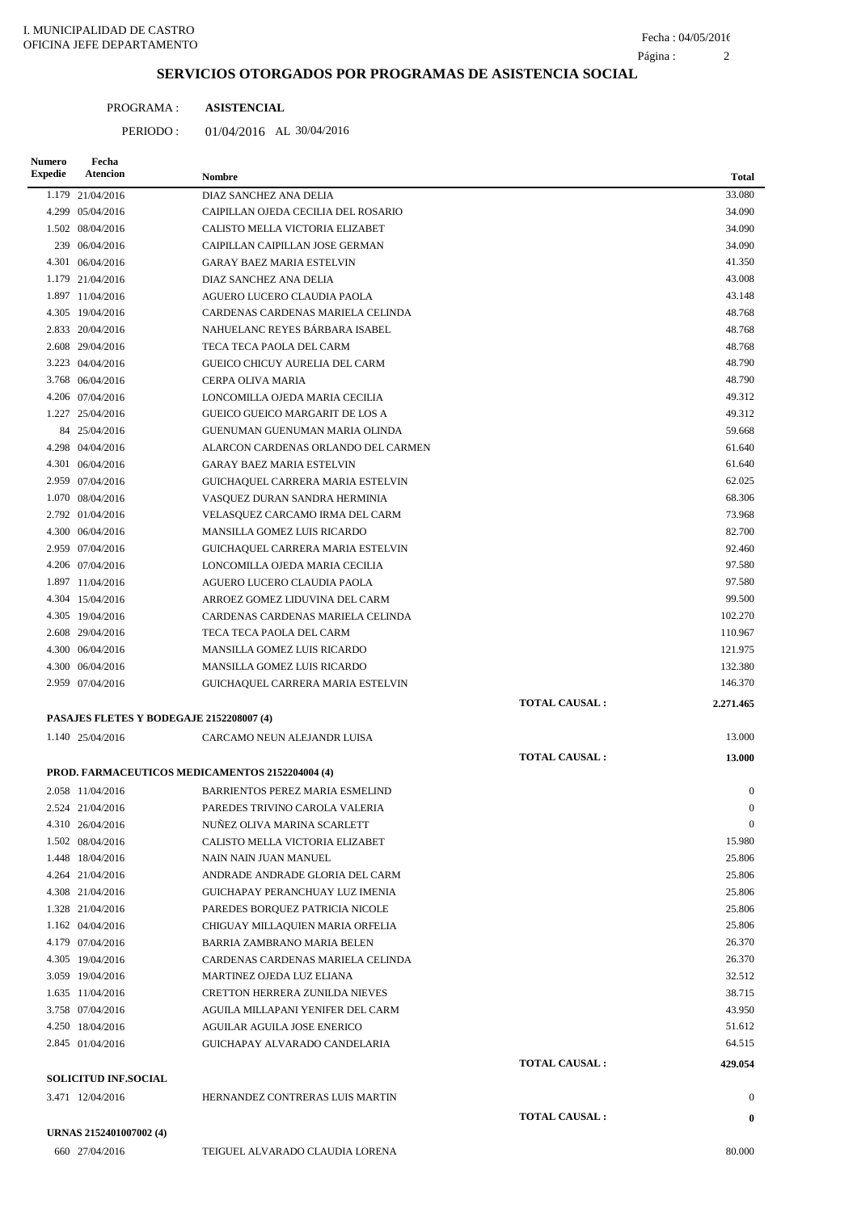I. MUNICIPALIDAD DE CASTRO
OFICINA JEFE DEPARTAMENTO

Fecha : 04/05/2016

## SERVICIOS OTORGADOS POR PROGRAMAS DE ASISTENCIA SOCIAL

PROGRAMA : **ASISTENCIAL**

PERIODO : 01/04/2016 AL 30/04/2016

| Numero Expedie | Fecha Atencion | Nombre | | Total |
|---|---|---|---|---|
| 1.179 | 21/04/2016 | DIAZ SANCHEZ ANA DELIA | | 33.080 |
| 4.299 | 05/04/2016 | CAIPILLAN OJEDA CECILIA DEL ROSARIO | | 34.090 |
| 1.502 | 08/04/2016 | CALISTO MELLA VICTORIA ELIZABET | | 34.090 |
| 239 | 06/04/2016 | CAIPILLAN CAIPILLAN JOSE GERMAN | | 34.090 |
| 4.301 | 06/04/2016 | GARAY BAEZ MARIA ESTELVIN | | 41.350 |
| 1.179 | 21/04/2016 | DIAZ SANCHEZ ANA DELIA | | 43.008 |
| 1.897 | 11/04/2016 | AGUERO LUCERO CLAUDIA PAOLA | | 43.148 |
| 4.305 | 19/04/2016 | CARDENAS CARDENAS MARIELA CELINDA | | 48.768 |
| 2.833 | 20/04/2016 | NAHUELANC REYES BÁRBARA ISABEL | | 48.768 |
| 2.608 | 29/04/2016 | TECA TECA PAOLA DEL CARM | | 48.768 |
| 3.223 | 04/04/2016 | GUEICO CHICUY AURELIA DEL CARM | | 48.790 |
| 3.768 | 06/04/2016 | CERPA OLIVA MARIA | | 48.790 |
| 4.206 | 07/04/2016 | LONCOMILLA OJEDA MARIA CECILIA | | 49.312 |
| 1.227 | 25/04/2016 | GUEICO GUEICO MARGARIT DE LOS A | | 49.312 |
| 84 | 25/04/2016 | GUENUMAN GUENUMAN MARIA OLINDA | | 59.668 |
| 4.298 | 04/04/2016 | ALARCON CARDENAS ORLANDO DEL CARMEN | | 61.640 |
| 4.301 | 06/04/2016 | GARAY BAEZ MARIA ESTELVIN | | 61.640 |
| 2.959 | 07/04/2016 | GUICHAQUEL CARRERA MARIA ESTELVIN | | 62.025 |
| 1.070 | 08/04/2016 | VASQUEZ DURAN SANDRA HERMINIA | | 68.306 |
| 2.792 | 01/04/2016 | VELASQUEZ CARCAMO IRMA DEL CARM | | 73.968 |
| 4.300 | 06/04/2016 | MANSILLA GOMEZ LUIS RICARDO | | 82.700 |
| 2.959 | 07/04/2016 | GUICHAQUEL CARRERA MARIA ESTELVIN | | 92.460 |
| 4.206 | 07/04/2016 | LONCOMILLA OJEDA MARIA CECILIA | | 97.580 |
| 1.897 | 11/04/2016 | AGUERO LUCERO CLAUDIA PAOLA | | 97.580 |
| 4.304 | 15/04/2016 | ARROEZ GOMEZ LIDUVINA DEL CARM | | 99.500 |
| 4.305 | 19/04/2016 | CARDENAS CARDENAS MARIELA CELINDA | | 102.270 |
| 2.608 | 29/04/2016 | TECA TECA PAOLA DEL CARM | | 110.967 |
| 4.300 | 06/04/2016 | MANSILLA GOMEZ LUIS RICARDO | | 121.975 |
| 4.300 | 06/04/2016 | MANSILLA GOMEZ LUIS RICARDO | | 132.380 |
| 2.959 | 07/04/2016 | GUICHAQUEL CARRERA MARIA ESTELVIN | | 146.370 |
| | | | **TOTAL CAUSAL :** | **2.271.465** |
| **PASAJES FLETES Y BODEGAJE 2152208007 (4)** | | | | |
| 1.140 | 25/04/2016 | CARCAMO NEUN ALEJANDR LUISA | | 13.000 |
| | | | **TOTAL CAUSAL :** | **13.000** |
| **PROD. FARMACEUTICOS MEDICAMENTOS 2152204004 (4)** | | | | |
| 2.058 | 11/04/2016 | BARRIENTOS PEREZ MARIA ESMELIND | | 0 |
| 2.524 | 21/04/2016 | PAREDES TRIVINO CAROLA VALERIA | | 0 |
| 4.310 | 26/04/2016 | NUÑEZ OLIVA MARINA SCARLETT | | 0 |
| 1.502 | 08/04/2016 | CALISTO MELLA VICTORIA ELIZABET | | 15.980 |
| 1.448 | 18/04/2016 | NAIN NAIN JUAN MANUEL | | 25.806 |
| 4.264 | 21/04/2016 | ANDRADE ANDRADE GLORIA DEL CARM | | 25.806 |
| 4.308 | 21/04/2016 | GUICHAPAY PERANCHUAY LUZ IMENIA | | 25.806 |
| 1.328 | 21/04/2016 | PAREDES BORQUEZ PATRICIA NICOLE | | 25.806 |
| 1.162 | 04/04/2016 | CHIGUAY MILLAQUIEN MARIA ORFELIA | | 25.806 |
| 4.179 | 07/04/2016 | BARRIA ZAMBRANO MARIA BELEN | | 26.370 |
| 4.305 | 19/04/2016 | CARDENAS CARDENAS MARIELA CELINDA | | 26.370 |
| 3.059 | 19/04/2016 | MARTINEZ OJEDA LUZ ELIANA | | 32.512 |
| 1.635 | 11/04/2016 | CRETTON HERRERA ZUNILDA NIEVES | | 38.715 |
| 3.758 | 07/04/2016 | AGUILA MILLAPANI YENIFER DEL CARM | | 43.950 |
| 4.250 | 18/04/2016 | AGUILAR AGUILA JOSE ENERICO | | 51.612 |
| 2.845 | 01/04/2016 | GUICHAPAY ALVARADO CANDELARIA | | 64.515 |
| | | | **TOTAL CAUSAL :** | **429.054** |
| **SOLICITUD INF.SOCIAL** | | | | |
| 3.471 | 12/04/2016 | HERNANDEZ CONTRERAS LUIS MARTIN | | 0 |
| | | | **TOTAL CAUSAL :** | **0** |
| **URNAS 2152401007002 (4)** | | | | |
| 660 | 27/04/2016 | TEIGUEL ALVARADO CLAUDIA LORENA | | 80.000 |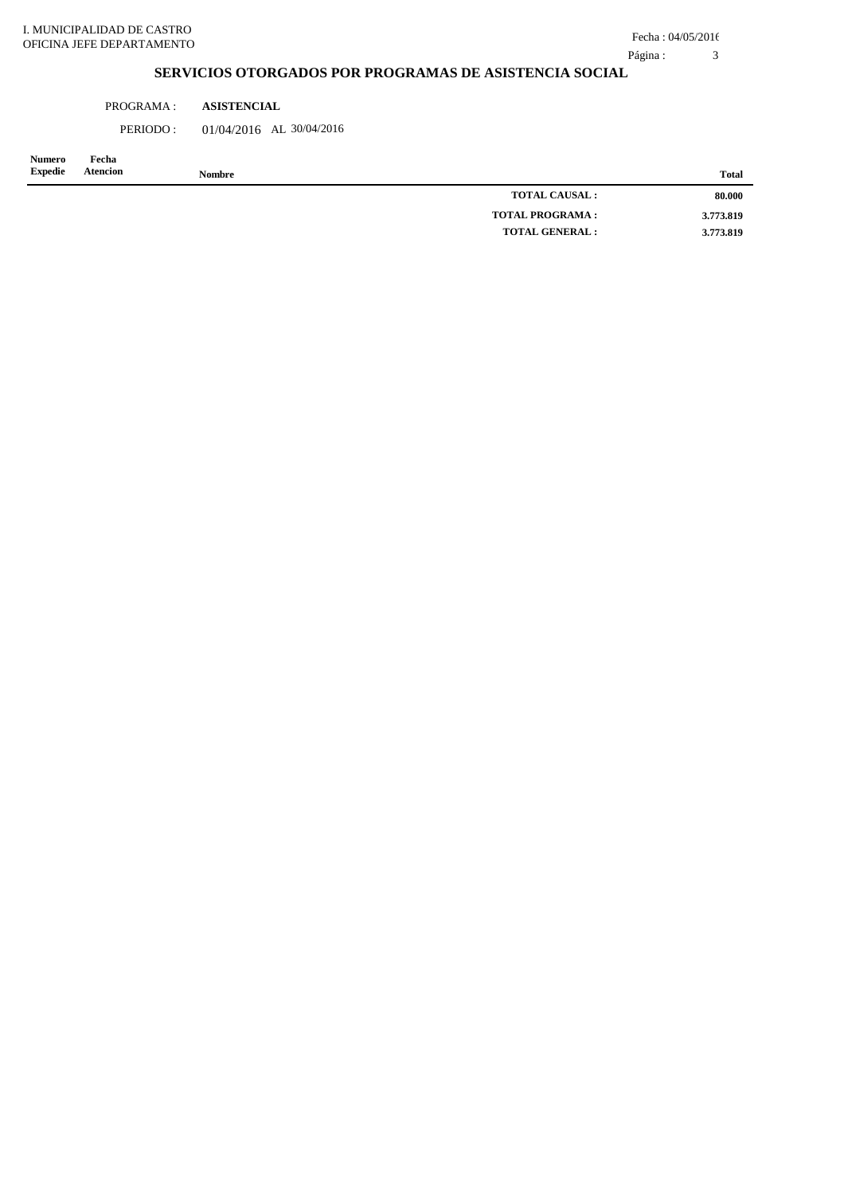I. MUNICIPALIDAD DE CASTRO
OFICINA JEFE DEPARTAMENTO

Fecha : 04/05/2016

## SERVICIOS OTORGADOS POR PROGRAMAS DE ASISTENCIA SOCIAL

PROGRAMA : **ASISTENCIAL**

PERIODO : 01/04/2016 AL 30/04/2016

| Numero Expedie | Fecha Atencion | Nombre | | Total |
|---|---|---|---|---|
| | | | **TOTAL CAUSAL :** | **80.000** |
| | | | **TOTAL PROGRAMA :** | **3.773.819** |
| | | | **TOTAL GENERAL :** | **3.773.819** |